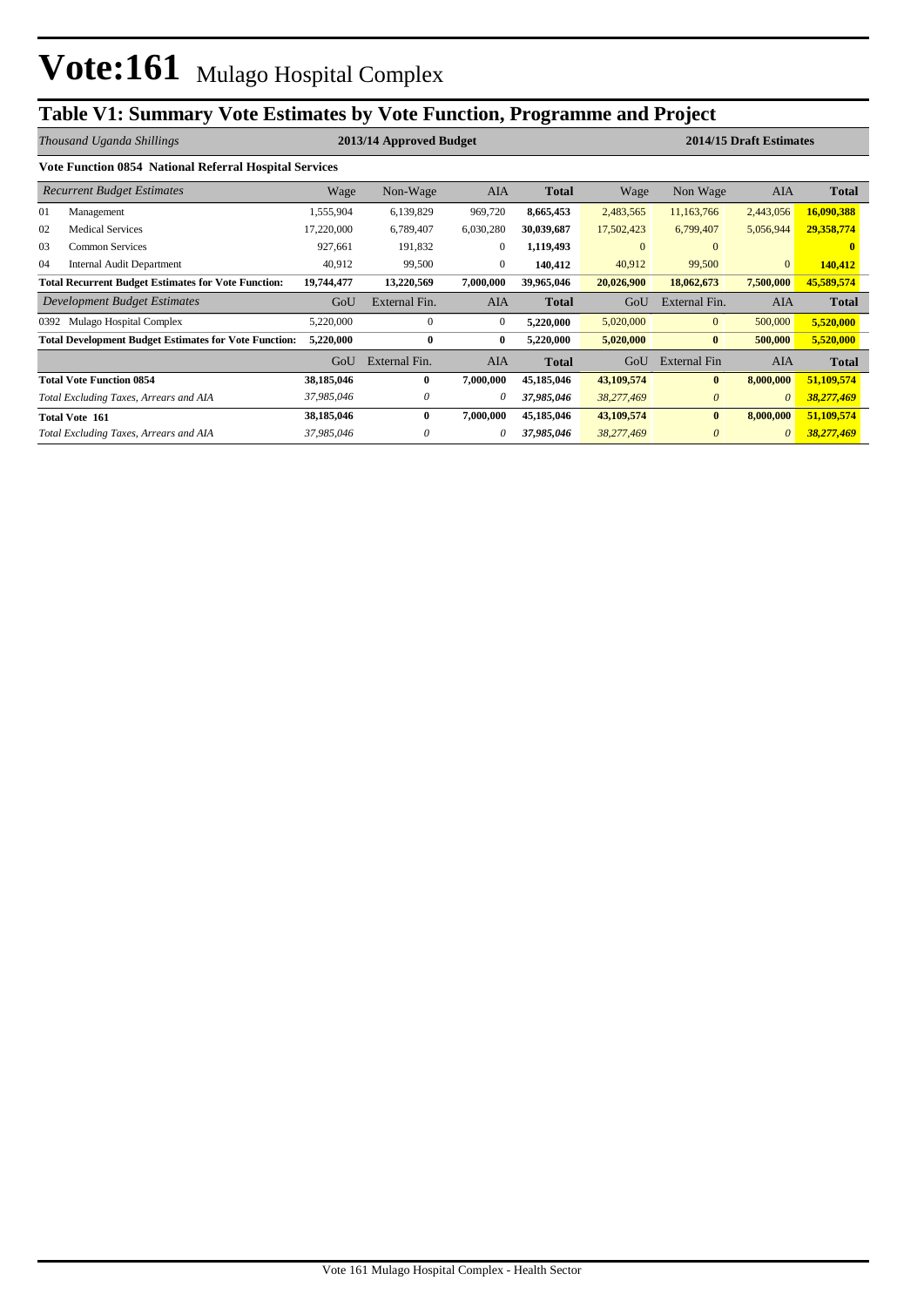# Vote:161 Mulago Hospital Complex

## Table V1: Summary Vote Estimates by Vote Function, Programme and Project

| *Thousand Uganda Shillings* | 2013/14 Approved Budget | | | | 2014/15 Draft Estimates | | | |
|---|---|---|---|---|---|---|---|---|
| **Vote Function 0854 National Referral Hospital Services** | | | | | | | | |
| *Recurrent Budget Estimates* | Wage | Non-Wage | AIA | **Total** | Wage | Non Wage | AIA | **Total** |
| 01 Management | 1,555,904 | 6,139,829 | 969,720 | **8,665,453** | 2,483,565 | 11,163,766 | 2,443,056 | **16,090,388** |
| 02 Medical Services | 17,220,000 | 6,789,407 | 6,030,280 | **30,039,687** | 17,502,423 | 6,799,407 | 5,056,944 | **29,358,774** |
| 03 Common Services | 927,661 | 191,832 | 0 | **1,119,493** | 0 | 0 | | **0** |
| 04 Internal Audit Department | 40,912 | 99,500 | 0 | **140,412** | 40,912 | 99,500 | 0 | **140,412** |
| **Total Recurrent Budget Estimates for Vote Function:** | **19,744,477** | **13,220,569** | **7,000,000** | **39,965,046** | **20,026,900** | **18,062,673** | **7,500,000** | **45,589,574** |
| *Development Budget Estimates* | GoU | External Fin. | AIA | **Total** | GoU | External Fin. | AIA | **Total** |
| 0392 Mulago Hospital Complex | 5,220,000 | 0 | 0 | **5,220,000** | 5,020,000 | 0 | 500,000 | **5,520,000** |
| **Total Development Budget Estimates for Vote Function:** | **5,220,000** | **0** | **0** | **5,220,000** | **5,020,000** | **0** | **500,000** | **5,520,000** |
| | GoU | External Fin. | AIA | **Total** | GoU | External Fin | AIA | **Total** |
| **Total Vote Function 0854** | **38,185,046** | **0** | **7,000,000** | **45,185,046** | **43,109,574** | **0** | **8,000,000** | **51,109,574** |
| *Total Excluding Taxes, Arrears and AIA* | *37,985,046* | *0* | *0* | ***37,985,046*** | *38,277,469* | *0* | *0* | ***38,277,469*** |
| **Total Vote 161** | **38,185,046** | **0** | **7,000,000** | **45,185,046** | **43,109,574** | **0** | **8,000,000** | **51,109,574** |
| *Total Excluding Taxes, Arrears and AIA* | *37,985,046* | *0* | *0* | ***37,985,046*** | *38,277,469* | *0* | *0* | ***38,277,469*** |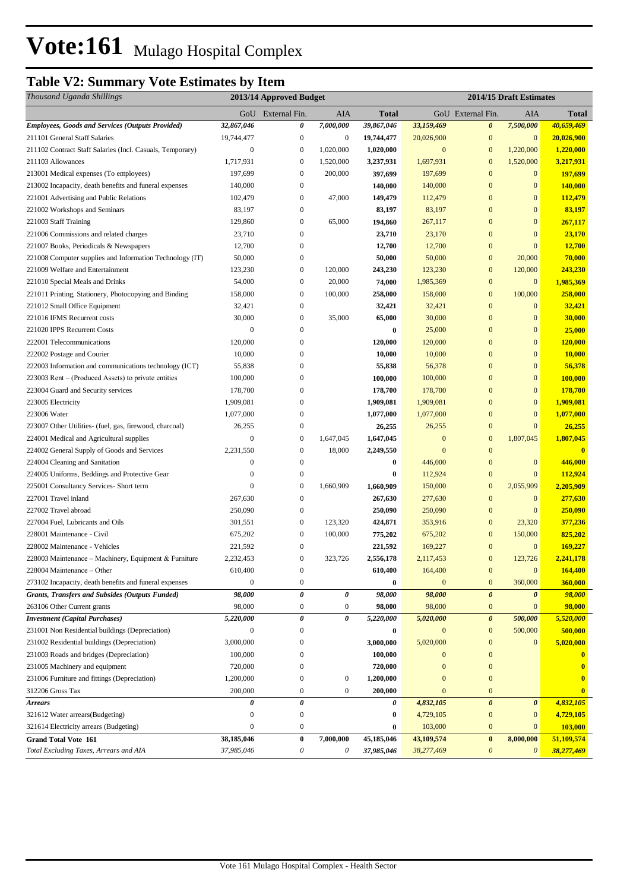# Vote:161 Mulago Hospital Complex

## Table V2: Summary Vote Estimates by Item

| Thousand Uganda Shillings | 2013/14 Approved Budget | | | | 2014/15 Draft Estimates | | | |
|---|---|---|---|---|---|---|---|---|
| | GoU | External Fin. | AIA | Total | GoU | External Fin. | AIA | Total |
| ***Employees, Goods and Services (Outputs Provided)*** | ***32,867,046*** | ***0*** | ***7,000,000*** | ***39,867,046*** | ***33,159,469*** | ***0*** | ***7,500,000*** | ***40,659,469*** |
| 211101 General Staff Salaries | 19,744,477 | 0 | 0 | **19,744,477** | 20,026,900 | 0 | 0 | **20,026,900** |
| 211102 Contract Staff Salaries (Incl. Casuals, Temporary) | 0 | 0 | 1,020,000 | **1,020,000** | 0 | 0 | 1,220,000 | **1,220,000** |
| 211103 Allowances | 1,717,931 | 0 | 1,520,000 | **3,237,931** | 1,697,931 | 0 | 1,520,000 | **3,217,931** |
| 213001 Medical expenses (To employees) | 197,699 | 0 | 200,000 | **397,699** | 197,699 | 0 | 0 | **197,699** |
| 213002 Incapacity, death benefits and funeral expenses | 140,000 | 0 | | **140,000** | 140,000 | 0 | 0 | **140,000** |
| 221001 Advertising and Public Relations | 102,479 | 0 | 47,000 | **149,479** | 112,479 | 0 | 0 | **112,479** |
| 221002 Workshops and Seminars | 83,197 | 0 | | **83,197** | 83,197 | 0 | 0 | **83,197** |
| 221003 Staff Training | 129,860 | 0 | 65,000 | **194,860** | 267,117 | 0 | 0 | **267,117** |
| 221006 Commissions and related charges | 23,710 | 0 | | **23,710** | 23,170 | 0 | 0 | **23,170** |
| 221007 Books, Periodicals & Newspapers | 12,700 | 0 | | **12,700** | 12,700 | 0 | 0 | **12,700** |
| 221008 Computer supplies and Information Technology (IT) | 50,000 | 0 | | **50,000** | 50,000 | 0 | 20,000 | **70,000** |
| 221009 Welfare and Entertainment | 123,230 | 0 | 120,000 | **243,230** | 123,230 | 0 | 120,000 | **243,230** |
| 221010 Special Meals and Drinks | 54,000 | 0 | 20,000 | **74,000** | 1,985,369 | 0 | 0 | **1,985,369** |
| 221011 Printing, Stationery, Photocopying and Binding | 158,000 | 0 | 100,000 | **258,000** | 158,000 | 0 | 100,000 | **258,000** |
| 221012 Small Office Equipment | 32,421 | 0 | | **32,421** | 32,421 | 0 | 0 | **32,421** |
| 221016 IFMS Recurrent costs | 30,000 | 0 | 35,000 | **65,000** | 30,000 | 0 | 0 | **30,000** |
| 221020 IPPS Recurrent Costs | 0 | 0 | | **0** | 25,000 | 0 | 0 | **25,000** |
| 222001 Telecommunications | 120,000 | 0 | | **120,000** | 120,000 | 0 | 0 | **120,000** |
| 222002 Postage and Courier | 10,000 | 0 | | **10,000** | 10,000 | 0 | 0 | **10,000** |
| 222003 Information and communications technology (ICT) | 55,838 | 0 | | **55,838** | 56,378 | 0 | 0 | **56,378** |
| 223003 Rent – (Produced Assets) to private entities | 100,000 | 0 | | **100,000** | 100,000 | 0 | 0 | **100,000** |
| 223004 Guard and Security services | 178,700 | 0 | | **178,700** | 178,700 | 0 | 0 | **178,700** |
| 223005 Electricity | 1,909,081 | 0 | | **1,909,081** | 1,909,081 | 0 | 0 | **1,909,081** |
| 223006 Water | 1,077,000 | 0 | | **1,077,000** | 1,077,000 | 0 | 0 | **1,077,000** |
| 223007 Other Utilities- (fuel, gas, firewood, charcoal) | 26,255 | 0 | | **26,255** | 26,255 | 0 | 0 | **26,255** |
| 224001 Medical and Agricultural supplies | 0 | 0 | 1,647,045 | **1,647,045** | 0 | 0 | 1,807,045 | **1,807,045** |
| 224002 General Supply of Goods and Services | 2,231,550 | 0 | 18,000 | **2,249,550** | 0 | 0 | | **0** |
| 224004 Cleaning and Sanitation | 0 | 0 | | **0** | 446,000 | 0 | 0 | **446,000** |
| 224005 Uniforms, Beddings and Protective Gear | 0 | 0 | | **0** | 112,924 | 0 | 0 | **112,924** |
| 225001 Consultancy Services- Short term | 0 | 0 | 1,660,909 | **1,660,909** | 150,000 | 0 | 2,055,909 | **2,205,909** |
| 227001 Travel inland | 267,630 | 0 | | **267,630** | 277,630 | 0 | 0 | **277,630** |
| 227002 Travel abroad | 250,090 | 0 | | **250,090** | 250,090 | 0 | 0 | **250,090** |
| 227004 Fuel, Lubricants and Oils | 301,551 | 0 | 123,320 | **424,871** | 353,916 | 0 | 23,320 | **377,236** |
| 228001 Maintenance - Civil | 675,202 | 0 | 100,000 | **775,202** | 675,202 | 0 | 150,000 | **825,202** |
| 228002 Maintenance - Vehicles | 221,592 | 0 | | **221,592** | 169,227 | 0 | 0 | **169,227** |
| 228003 Maintenance – Machinery, Equipment & Furniture | 2,232,453 | 0 | 323,726 | **2,556,178** | 2,117,453 | 0 | 123,726 | **2,241,178** |
| 228004 Maintenance – Other | 610,400 | 0 | | **610,400** | 164,400 | 0 | 0 | **164,400** |
| 273102 Incapacity, death benefits and funeral expenses | 0 | 0 | | **0** | 0 | 0 | 360,000 | **360,000** |
| ***Grants, Transfers and Subsides (Outputs Funded)*** | ***98,000*** | ***0*** | ***0*** | ***98,000*** | ***98,000*** | ***0*** | ***0*** | ***98,000*** |
| 263106 Other Current grants | 98,000 | 0 | 0 | **98,000** | 98,000 | 0 | 0 | **98,000** |
| ***Investment (Capital Purchases)*** | ***5,220,000*** | ***0*** | ***0*** | ***5,220,000*** | ***5,020,000*** | ***0*** | ***500,000*** | ***5,520,000*** |
| 231001 Non Residential buildings (Depreciation) | 0 | 0 | | **0** | 0 | 0 | 500,000 | **500,000** |
| 231002 Residential buildings (Depreciation) | 3,000,000 | 0 | | **3,000,000** | 5,020,000 | 0 | 0 | **5,020,000** |
| 231003 Roads and bridges (Depreciation) | 100,000 | 0 | | **100,000** | 0 | 0 | | **0** |
| 231005 Machinery and equipment | 720,000 | 0 | | **720,000** | 0 | 0 | | **0** |
| 231006 Furniture and fittings (Depreciation) | 1,200,000 | 0 | 0 | **1,200,000** | 0 | 0 | | **0** |
| 312206 Gross Tax | 200,000 | 0 | 0 | **200,000** | 0 | 0 | | **0** |
| ***Arrears*** | ***0*** | ***0*** | | ***0*** | ***4,832,105*** | ***0*** | ***0*** | ***4,832,105*** |
| 321612 Water arrears(Budgeting) | 0 | 0 | | **0** | 4,729,105 | 0 | 0 | **4,729,105** |
| 321614 Electricity arrears (Budgeting) | 0 | 0 | | **0** | 103,000 | 0 | 0 | **103,000** |
| **Grand Total Vote 161** | **38,185,046** | **0** | **7,000,000** | **45,185,046** | **43,109,574** | **0** | **8,000,000** | **51,109,574** |
| *Total Excluding Taxes, Arrears and AIA* | *37,985,046* | *0* | *0* | *37,985,046* | *38,277,469* | *0* | *0* | *38,277,469* |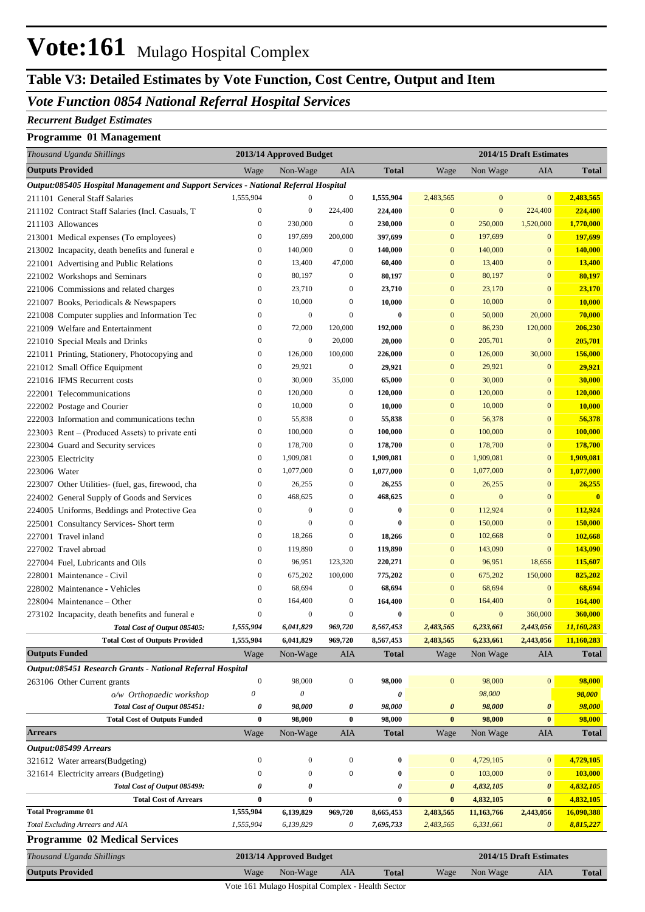# Vote:161 Mulago Hospital Complex

## Table V3: Detailed Estimates by Vote Function, Cost Centre, Output and Item

## *Vote Function 0854 National Referral Hospital Services*

### *Recurrent Budget Estimates*

### Programme 01 Management

| *Thousand Uganda Shillings* | 2013/14 Approved Budget | | | | 2014/15 Draft Estimates | | | |
|---|---|---|---|---|---|---|---|---|
| **Outputs Provided** | Wage | Non-Wage | AIA | **Total** | Wage | Non Wage | AIA | **Total** |
| ***Output:085405 Hospital Management and Support Services - National Referral Hospital*** | | | | | | | | |
| 211101 General Staff Salaries | 1,555,904 | 0 | 0 | **1,555,904** | 2,483,565 | 0 | 0 | **2,483,565** |
| 211102 Contract Staff Salaries (Incl. Casuals, T | 0 | 0 | 224,400 | **224,400** | 0 | 0 | 224,400 | **224,400** |
| 211103 Allowances | 0 | 230,000 | 0 | **230,000** | 0 | 250,000 | 1,520,000 | **1,770,000** |
| 213001 Medical expenses (To employees) | 0 | 197,699 | 200,000 | **397,699** | 0 | 197,699 | 0 | **197,699** |
| 213002 Incapacity, death benefits and funeral e | 0 | 140,000 | 0 | **140,000** | 0 | 140,000 | 0 | **140,000** |
| 221001 Advertising and Public Relations | 0 | 13,400 | 47,000 | **60,400** | 0 | 13,400 | 0 | **13,400** |
| 221002 Workshops and Seminars | 0 | 80,197 | 0 | **80,197** | 0 | 80,197 | 0 | **80,197** |
| 221006 Commissions and related charges | 0 | 23,710 | 0 | **23,710** | 0 | 23,170 | 0 | **23,170** |
| 221007 Books, Periodicals & Newspapers | 0 | 10,000 | 0 | **10,000** | 0 | 10,000 | 0 | **10,000** |
| 221008 Computer supplies and Information Tec | 0 | 0 | 0 | **0** | 0 | 50,000 | 20,000 | **70,000** |
| 221009 Welfare and Entertainment | 0 | 72,000 | 120,000 | **192,000** | 0 | 86,230 | 120,000 | **206,230** |
| 221010 Special Meals and Drinks | 0 | 0 | 20,000 | **20,000** | 0 | 205,701 | 0 | **205,701** |
| 221011 Printing, Stationery, Photocopying and | 0 | 126,000 | 100,000 | **226,000** | 0 | 126,000 | 30,000 | **156,000** |
| 221012 Small Office Equipment | 0 | 29,921 | 0 | **29,921** | 0 | 29,921 | 0 | **29,921** |
| 221016 IFMS Recurrent costs | 0 | 30,000 | 35,000 | **65,000** | 0 | 30,000 | 0 | **30,000** |
| 222001 Telecommunications | 0 | 120,000 | 0 | **120,000** | 0 | 120,000 | 0 | **120,000** |
| 222002 Postage and Courier | 0 | 10,000 | 0 | **10,000** | 0 | 10,000 | 0 | **10,000** |
| 222003 Information and communications techn | 0 | 55,838 | 0 | **55,838** | 0 | 56,378 | 0 | **56,378** |
| 223003 Rent – (Produced Assets) to private enti | 0 | 100,000 | 0 | **100,000** | 0 | 100,000 | 0 | **100,000** |
| 223004 Guard and Security services | 0 | 178,700 | 0 | **178,700** | 0 | 178,700 | 0 | **178,700** |
| 223005 Electricity | 0 | 1,909,081 | 0 | **1,909,081** | 0 | 1,909,081 | 0 | **1,909,081** |
| 223006 Water | 0 | 1,077,000 | 0 | **1,077,000** | 0 | 1,077,000 | 0 | **1,077,000** |
| 223007 Other Utilities- (fuel, gas, firewood, cha | 0 | 26,255 | 0 | **26,255** | 0 | 26,255 | 0 | **26,255** |
| 224002 General Supply of Goods and Services | 0 | 468,625 | 0 | **468,625** | 0 | 0 | 0 | **0** |
| 224005 Uniforms, Beddings and Protective Gea | 0 | 0 | 0 | **0** | 0 | 112,924 | 0 | **112,924** |
| 225001 Consultancy Services- Short term | 0 | 0 | 0 | **0** | 0 | 150,000 | 0 | **150,000** |
| 227001 Travel inland | 0 | 18,266 | 0 | **18,266** | 0 | 102,668 | 0 | **102,668** |
| 227002 Travel abroad | 0 | 119,890 | 0 | **119,890** | 0 | 143,090 | 0 | **143,090** |
| 227004 Fuel, Lubricants and Oils | 0 | 96,951 | 123,320 | **220,271** | 0 | 96,951 | 18,656 | **115,607** |
| 228001 Maintenance - Civil | 0 | 675,202 | 100,000 | **775,202** | 0 | 675,202 | 150,000 | **825,202** |
| 228002 Maintenance - Vehicles | 0 | 68,694 | 0 | **68,694** | 0 | 68,694 | 0 | **68,694** |
| 228004 Maintenance – Other | 0 | 164,400 | 0 | **164,400** | 0 | 164,400 | 0 | **164,400** |
| 273102 Incapacity, death benefits and funeral e | 0 | 0 | 0 | **0** | 0 | 0 | 360,000 | **360,000** |
| ***Total Cost of Output 085405:*** | ***1,555,904*** | ***6,041,829*** | ***969,720*** | ***8,567,453*** | ***2,483,565*** | ***6,233,661*** | ***2,443,056*** | ***11,160,283*** |
| **Total Cost of Outputs Provided** | **1,555,904** | **6,041,829** | **969,720** | **8,567,453** | **2,483,565** | **6,233,661** | **2,443,056** | **11,160,283** |
| **Outputs Funded** | Wage | Non-Wage | AIA | **Total** | Wage | Non Wage | AIA | **Total** |
| ***Output:085451 Research Grants - National Referral Hospital*** | | | | | | | | |
| 263106 Other Current grants | 0 | 98,000 | 0 | **98,000** | 0 | 98,000 | 0 | **98,000** |
| *o/w Orthopaedic workshop* | *0* | *0* | | ***0*** | | *98,000* | | ***98,000*** |
| ***Total Cost of Output 085451:*** | ***0*** | ***98,000*** | ***0*** | ***98,000*** | ***0*** | ***98,000*** | ***0*** | ***98,000*** |
| **Total Cost of Outputs Funded** | **0** | **98,000** | **0** | **98,000** | **0** | **98,000** | **0** | **98,000** |
| **Arrears** | Wage | Non-Wage | AIA | **Total** | Wage | Non Wage | AIA | **Total** |
| ***Output:085499 Arrears*** | | | | | | | | |
| 321612 Water arrears(Budgeting) | 0 | 0 | 0 | **0** | 0 | 4,729,105 | 0 | **4,729,105** |
| 321614 Electricity arrears (Budgeting) | 0 | 0 | 0 | **0** | 0 | 103,000 | 0 | **103,000** |
| ***Total Cost of Output 085499:*** | ***0*** | ***0*** | | ***0*** | ***0*** | ***4,832,105*** | ***0*** | ***4,832,105*** |
| **Total Cost of Arrears** | **0** | **0** | | **0** | **0** | **4,832,105** | **0** | **4,832,105** |
| **Total Programme 01** | **1,555,904** | **6,139,829** | **969,720** | **8,665,453** | **2,483,565** | **11,163,766** | **2,443,056** | **16,090,388** |
| *Total Excluding Arrears and AIA* | *1,555,904* | *6,139,829* | *0* | *7,695,733* | *2,483,565* | *6,331,661* | ***0*** | ***8,815,227*** |

### Programme 02 Medical Services

| *Thousand Uganda Shillings* | 2013/14 Approved Budget | | | | 2014/15 Draft Estimates | | | |
|---|---|---|---|---|---|---|---|---|
| **Outputs Provided** | Wage | Non-Wage | AIA | **Total** | Wage | Non Wage | AIA | **Total** |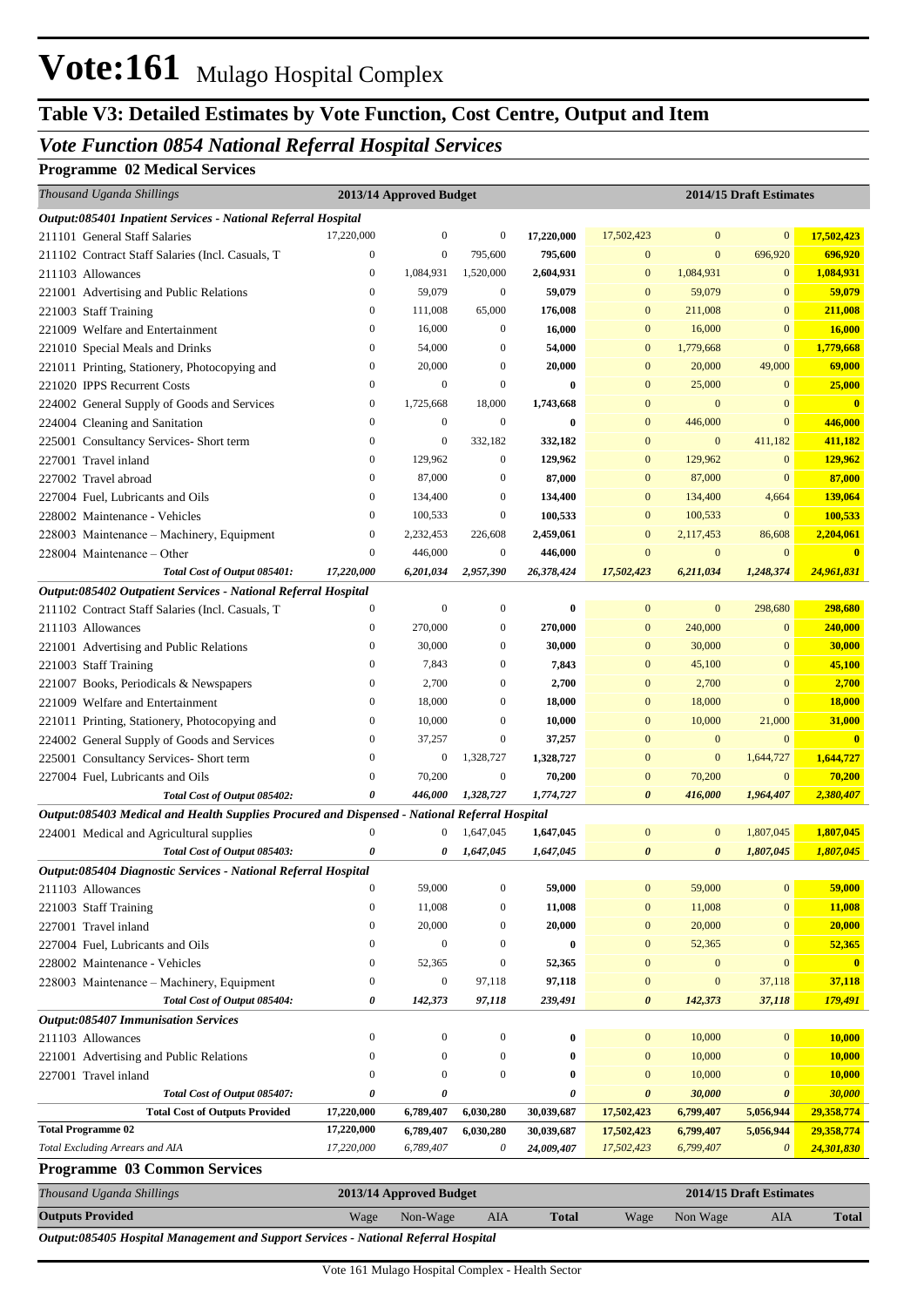# Vote:161 Mulago Hospital Complex

## Table V3: Detailed Estimates by Vote Function, Cost Centre, Output and Item

### *Vote Function 0854 National Referral Hospital Services*

**Programme 02 Medical Services**

| *Thousand Uganda Shillings* | 2013/14 Approved Budget | | | | 2014/15 Draft Estimates | | | |
|---|---|---|---|---|---|---|---|---|
| ***Output:085401 Inpatient Services - National Referral Hospital*** | | | | | | | | |
| 211101 General Staff Salaries | 17,220,000 | 0 | 0 | **17,220,000** | 17,502,423 | 0 | 0 | **17,502,423** |
| 211102 Contract Staff Salaries (Incl. Casuals, T | 0 | 0 | 795,600 | **795,600** | 0 | 0 | 696,920 | **696,920** |
| 211103 Allowances | 0 | 1,084,931 | 1,520,000 | **2,604,931** | 0 | 1,084,931 | 0 | **1,084,931** |
| 221001 Advertising and Public Relations | 0 | 59,079 | 0 | **59,079** | 0 | 59,079 | 0 | **59,079** |
| 221003 Staff Training | 0 | 111,008 | 65,000 | **176,008** | 0 | 211,008 | 0 | **211,008** |
| 221009 Welfare and Entertainment | 0 | 16,000 | 0 | **16,000** | 0 | 16,000 | 0 | **16,000** |
| 221010 Special Meals and Drinks | 0 | 54,000 | 0 | **54,000** | 0 | 1,779,668 | 0 | **1,779,668** |
| 221011 Printing, Stationery, Photocopying and | 0 | 20,000 | 0 | **20,000** | 0 | 20,000 | 49,000 | **69,000** |
| 221020 IPPS Recurrent Costs | 0 | 0 | 0 | **0** | 0 | 25,000 | 0 | **25,000** |
| 224002 General Supply of Goods and Services | 0 | 1,725,668 | 18,000 | **1,743,668** | 0 | 0 | 0 | **0** |
| 224004 Cleaning and Sanitation | 0 | 0 | 0 | **0** | 0 | 446,000 | 0 | **446,000** |
| 225001 Consultancy Services- Short term | 0 | 0 | 332,182 | **332,182** | 0 | 0 | 411,182 | **411,182** |
| 227001 Travel inland | 0 | 129,962 | 0 | **129,962** | 0 | 129,962 | 0 | **129,962** |
| 227002 Travel abroad | 0 | 87,000 | 0 | **87,000** | 0 | 87,000 | 0 | **87,000** |
| 227004 Fuel, Lubricants and Oils | 0 | 134,400 | 0 | **134,400** | 0 | 134,400 | 4,664 | **139,064** |
| 228002 Maintenance - Vehicles | 0 | 100,533 | 0 | **100,533** | 0 | 100,533 | 0 | **100,533** |
| 228003 Maintenance – Machinery, Equipment | 0 | 2,232,453 | 226,608 | **2,459,061** | 0 | 2,117,453 | 86,608 | **2,204,061** |
| 228004 Maintenance – Other | 0 | 446,000 | 0 | **446,000** | 0 | 0 | 0 | **0** |
| ***Total Cost of Output 085401:*** | ***17,220,000*** | ***6,201,034*** | ***2,957,390*** | ***26,378,424*** | ***17,502,423*** | ***6,211,034*** | ***1,248,374*** | ***24,961,831*** |
| ***Output:085402 Outpatient Services - National Referral Hospital*** | | | | | | | | |
| 211102 Contract Staff Salaries (Incl. Casuals, T | 0 | 0 | 0 | **0** | 0 | 0 | 298,680 | **298,680** |
| 211103 Allowances | 0 | 270,000 | 0 | **270,000** | 0 | 240,000 | 0 | **240,000** |
| 221001 Advertising and Public Relations | 0 | 30,000 | 0 | **30,000** | 0 | 30,000 | 0 | **30,000** |
| 221003 Staff Training | 0 | 7,843 | 0 | **7,843** | 0 | 45,100 | 0 | **45,100** |
| 221007 Books, Periodicals & Newspapers | 0 | 2,700 | 0 | **2,700** | 0 | 2,700 | 0 | **2,700** |
| 221009 Welfare and Entertainment | 0 | 18,000 | 0 | **18,000** | 0 | 18,000 | 0 | **18,000** |
| 221011 Printing, Stationery, Photocopying and | 0 | 10,000 | 0 | **10,000** | 0 | 10,000 | 21,000 | **31,000** |
| 224002 General Supply of Goods and Services | 0 | 37,257 | 0 | **37,257** | 0 | 0 | 0 | **0** |
| 225001 Consultancy Services- Short term | 0 | 0 | 1,328,727 | **1,328,727** | 0 | 0 | 1,644,727 | **1,644,727** |
| 227004 Fuel, Lubricants and Oils | 0 | 70,200 | 0 | **70,200** | 0 | 70,200 | 0 | **70,200** |
| ***Total Cost of Output 085402:*** | ***0*** | ***446,000*** | ***1,328,727*** | ***1,774,727*** | ***0*** | ***416,000*** | ***1,964,407*** | ***2,380,407*** |
| ***Output:085403 Medical and Health Supplies Procured and Dispensed - National Referral Hospital*** | | | | | | | | |
| 224001 Medical and Agricultural supplies | 0 | 0 | 1,647,045 | **1,647,045** | 0 | 0 | 1,807,045 | **1,807,045** |
| ***Total Cost of Output 085403:*** | ***0*** | ***0*** | ***1,647,045*** | ***1,647,045*** | ***0*** | ***0*** | ***1,807,045*** | ***1,807,045*** |
| ***Output:085404 Diagnostic Services - National Referral Hospital*** | | | | | | | | |
| 211103 Allowances | 0 | 59,000 | 0 | **59,000** | 0 | 59,000 | 0 | **59,000** |
| 221003 Staff Training | 0 | 11,008 | 0 | **11,008** | 0 | 11,008 | 0 | **11,008** |
| 227001 Travel inland | 0 | 20,000 | 0 | **20,000** | 0 | 20,000 | 0 | **20,000** |
| 227004 Fuel, Lubricants and Oils | 0 | 0 | 0 | **0** | 0 | 52,365 | 0 | **52,365** |
| 228002 Maintenance - Vehicles | 0 | 52,365 | 0 | **52,365** | 0 | 0 | 0 | **0** |
| 228003 Maintenance – Machinery, Equipment | 0 | 0 | 97,118 | **97,118** | 0 | 0 | 37,118 | **37,118** |
| ***Total Cost of Output 085404:*** | ***0*** | ***142,373*** | ***97,118*** | ***239,491*** | ***0*** | ***142,373*** | ***37,118*** | ***179,491*** |
| ***Output:085407 Immunisation Services*** | | | | | | | | |
| 211103 Allowances | 0 | 0 | 0 | **0** | 0 | 10,000 | 0 | **10,000** |
| 221001 Advertising and Public Relations | 0 | 0 | 0 | **0** | 0 | 10,000 | 0 | **10,000** |
| 227001 Travel inland | 0 | 0 | 0 | **0** | 0 | 10,000 | 0 | **10,000** |
| ***Total Cost of Output 085407:*** | ***0*** | ***0*** | | ***0*** | ***0*** | ***30,000*** | ***0*** | ***30,000*** |
| **Total Cost of Outputs Provided** | **17,220,000** | **6,789,407** | **6,030,280** | **30,039,687** | **17,502,423** | **6,799,407** | **5,056,944** | **29,358,774** |
| **Total Programme 02** | **17,220,000** | **6,789,407** | **6,030,280** | **30,039,687** | **17,502,423** | **6,799,407** | **5,056,944** | **29,358,774** |
| *Total Excluding Arrears and AIA* | *17,220,000* | *6,789,407* | *0* | *24,009,407* | *17,502,423* | *6,799,407* | *0* | *24,301,830* |

**Programme 03 Common Services**

| *Thousand Uganda Shillings* | 2013/14 Approved Budget | | | | 2014/15 Draft Estimates | | | |
|---|---|---|---|---|---|---|---|---|
| **Outputs Provided** | Wage | Non-Wage | AIA | **Total** | Wage | Non Wage | AIA | **Total** |
| ***Output:085405 Hospital Management and Support Services - National Referral Hospital*** | | | | | | | | |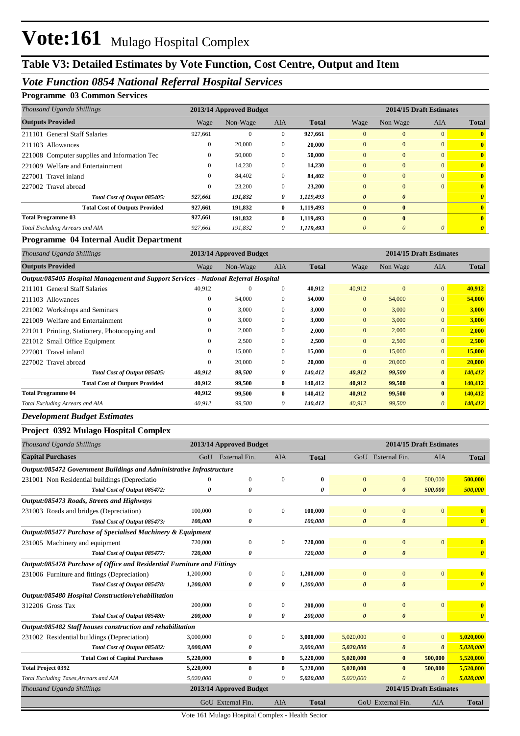# Vote:161 Mulago Hospital Complex

## Table V3: Detailed Estimates by Vote Function, Cost Centre, Output and Item

### *Vote Function 0854 National Referral Hospital Services*

**Programme 03 Common Services**

| *Thousand Uganda Shillings* | 2013/14 Approved Budget | | | | 2014/15 Draft Estimates | | | |
|---|---|---|---|---|---|---|---|---|
| **Outputs Provided** | Wage | Non-Wage | AIA | **Total** | Wage | Non Wage | AIA | **Total** |
| 211101 General Staff Salaries | 927,661 | 0 | 0 | **927,661** | 0 | 0 | 0 | **0** |
| 211103 Allowances | 0 | 20,000 | 0 | **20,000** | 0 | 0 | 0 | **0** |
| 221008 Computer supplies and Information Tec | 0 | 50,000 | 0 | **50,000** | 0 | 0 | 0 | **0** |
| 221009 Welfare and Entertainment | 0 | 14,230 | 0 | **14,230** | 0 | 0 | 0 | **0** |
| 227001 Travel inland | 0 | 84,402 | 0 | **84,402** | 0 | 0 | 0 | **0** |
| 227002 Travel abroad | 0 | 23,200 | 0 | **23,200** | 0 | 0 | 0 | **0** |
| *Total Cost of Output 085405:* | *927,661* | *191,832* | *0* | *1,119,493* | *0* | *0* | | *0* |
| **Total Cost of Outputs Provided** | **927,661** | **191,832** | **0** | **1,119,493** | **0** | **0** | | **0** |
| **Total Programme 03** | **927,661** | **191,832** | **0** | **1,119,493** | **0** | **0** | | **0** |
| *Total Excluding Arrears and AIA* | *927,661* | *191,832* | *0* | *1,119,493* | *0* | *0* | *0* | *0* |

**Programme 04 Internal Audit Department**

| *Thousand Uganda Shillings* | 2013/14 Approved Budget | | | | 2014/15 Draft Estimates | | | |
|---|---|---|---|---|---|---|---|---|
| **Outputs Provided** | Wage | Non-Wage | AIA | **Total** | Wage | Non Wage | AIA | **Total** |
| ***Output:085405 Hospital Management and Support Services - National Referral Hospital*** | | | | | | | | |
| 211101 General Staff Salaries | 40,912 | 0 | 0 | **40,912** | 40,912 | 0 | 0 | **40,912** |
| 211103 Allowances | 0 | 54,000 | 0 | **54,000** | 0 | 54,000 | 0 | **54,000** |
| 221002 Workshops and Seminars | 0 | 3,000 | 0 | **3,000** | 0 | 3,000 | 0 | **3,000** |
| 221009 Welfare and Entertainment | 0 | 3,000 | 0 | **3,000** | 0 | 3,000 | 0 | **3,000** |
| 221011 Printing, Stationery, Photocopying and | 0 | 2,000 | 0 | **2,000** | 0 | 2,000 | 0 | **2,000** |
| 221012 Small Office Equipment | 0 | 2,500 | 0 | **2,500** | 0 | 2,500 | 0 | **2,500** |
| 227001 Travel inland | 0 | 15,000 | 0 | **15,000** | 0 | 15,000 | 0 | **15,000** |
| 227002 Travel abroad | 0 | 20,000 | 0 | **20,000** | 0 | 20,000 | 0 | **20,000** |
| *Total Cost of Output 085405:* | *40,912* | *99,500* | *0* | *140,412* | *40,912* | *99,500* | *0* | *140,412* |
| **Total Cost of Outputs Provided** | **40,912** | **99,500** | **0** | **140,412** | **40,912** | **99,500** | **0** | **140,412** |
| **Total Programme 04** | **40,912** | **99,500** | **0** | **140,412** | **40,912** | **99,500** | **0** | **140,412** |
| *Total Excluding Arrears and AIA* | *40,912* | *99,500* | *0* | *140,412* | *40,912* | *99,500* | *0* | *140,412* |

### *Development Budget Estimates*

**Project 0392 Mulago Hospital Complex**

| *Thousand Uganda Shillings* | 2013/14 Approved Budget | | | | 2014/15 Draft Estimates | | | |
|---|---|---|---|---|---|---|---|---|
| **Capital Purchases** | GoU | External Fin. | AIA | **Total** | GoU | External Fin. | AIA | **Total** |
| ***Output:085472 Government Buildings and Administrative Infrastructure*** | | | | | | | | |
| 231001 Non Residential buildings (Depreciatio | 0 | 0 | 0 | **0** | 0 | 0 | 500,000 | **500,000** |
| *Total Cost of Output 085472:* | *0* | *0* | | *0* | *0* | *0* | *500,000* | *500,000* |
| ***Output:085473 Roads, Streets and Highways*** | | | | | | | | |
| 231003 Roads and bridges (Depreciation) | 100,000 | 0 | 0 | **100,000** | 0 | 0 | 0 | **0** |
| *Total Cost of Output 085473:* | *100,000* | *0* | | *100,000* | *0* | *0* | | *0* |
| ***Output:085477 Purchase of Specialised Machinery & Equipment*** | | | | | | | | |
| 231005 Machinery and equipment | 720,000 | 0 | 0 | **720,000** | 0 | 0 | 0 | **0** |
| *Total Cost of Output 085477:* | *720,000* | *0* | | *720,000* | *0* | *0* | | *0* |
| ***Output:085478 Purchase of Office and Residential Furniture and Fittings*** | | | | | | | | |
| 231006 Furniture and fittings (Depreciation) | 1,200,000 | 0 | 0 | **1,200,000** | 0 | 0 | 0 | **0** |
| *Total Cost of Output 085478:* | *1,200,000* | *0* | *0* | *1,200,000* | *0* | *0* | | *0* |
| ***Output:085480 Hospital Construction/rehabilitation*** | | | | | | | | |
| 312206 Gross Tax | 200,000 | 0 | 0 | **200,000** | 0 | 0 | 0 | **0** |
| *Total Cost of Output 085480:* | *200,000* | *0* | *0* | *200,000* | *0* | *0* | | *0* |
| ***Output:085482 Staff houses construction and rehabilitation*** | | | | | | | | |
| 231002 Residential buildings (Depreciation) | 3,000,000 | 0 | 0 | **3,000,000** | 5,020,000 | 0 | 0 | **5,020,000** |
| *Total Cost of Output 085482:* | *3,000,000* | *0* | | *3,000,000* | *5,020,000* | *0* | *0* | *5,020,000* |
| **Total Cost of Capital Purchases** | **5,220,000** | **0** | **0** | **5,220,000** | **5,020,000** | **0** | **500,000** | **5,520,000** |
| **Total Project 0392** | **5,220,000** | **0** | **0** | **5,220,000** | **5,020,000** | **0** | **500,000** | **5,520,000** |
| *Total Excluding Taxes,Arrears and AIA* | *5,020,000* | *0* | *0* | *5,020,000* | *5,020,000* | *0* | *0* | *5,020,000* |
| *Thousand Uganda Shillings* | 2013/14 Approved Budget | | | | 2014/15 Draft Estimates | | | |
| | GoU | External Fin. | AIA | **Total** | GoU | External Fin. | AIA | **Total** |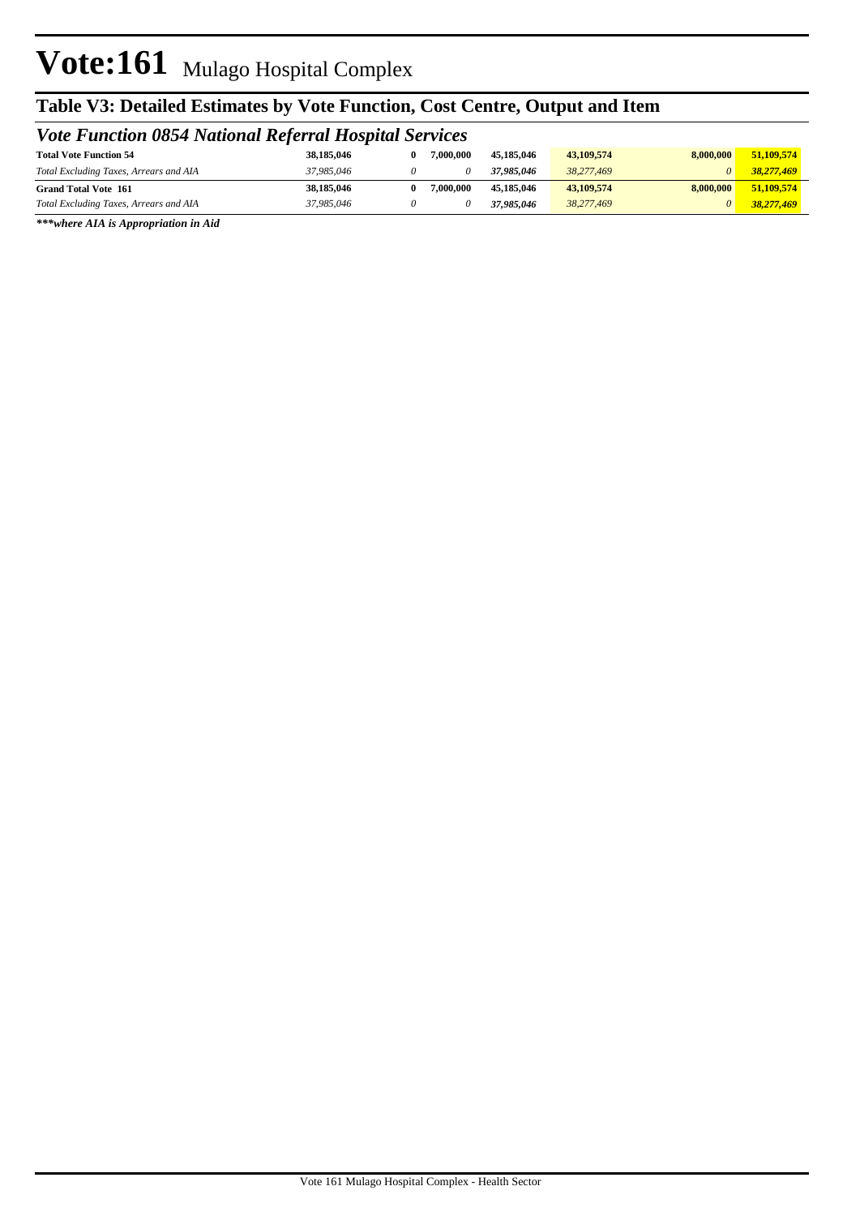# Vote:161 Mulago Hospital Complex

## Table V3: Detailed Estimates by Vote Function, Cost Centre, Output and Item

### *Vote Function 0854 National Referral Hospital Services*

| | | | | | | | |
|---|---|---|---|---|---|---|---|
| **Total Vote Function 54** | **38,185,046** | **0** | **7,000,000** | **45,185,046** | **43,109,574** | **8,000,000** | **51,109,574** |
| *Total Excluding Taxes, Arrears and AIA* | *37,985,046* | *0* | *0* | ***37,985,046*** | *38,277,469* | *0* | ***38,277,469*** |
| **Grand Total Vote 161** | **38,185,046** | **0** | **7,000,000** | **45,185,046** | **43,109,574** | **8,000,000** | **51,109,574** |
| *Total Excluding Taxes, Arrears and AIA* | *37,985,046* | *0* | *0* | ***37,985,046*** | *38,277,469* | *0* | ***38,277,469*** |

***\*\*\*where AIA is Appropriation in Aid***